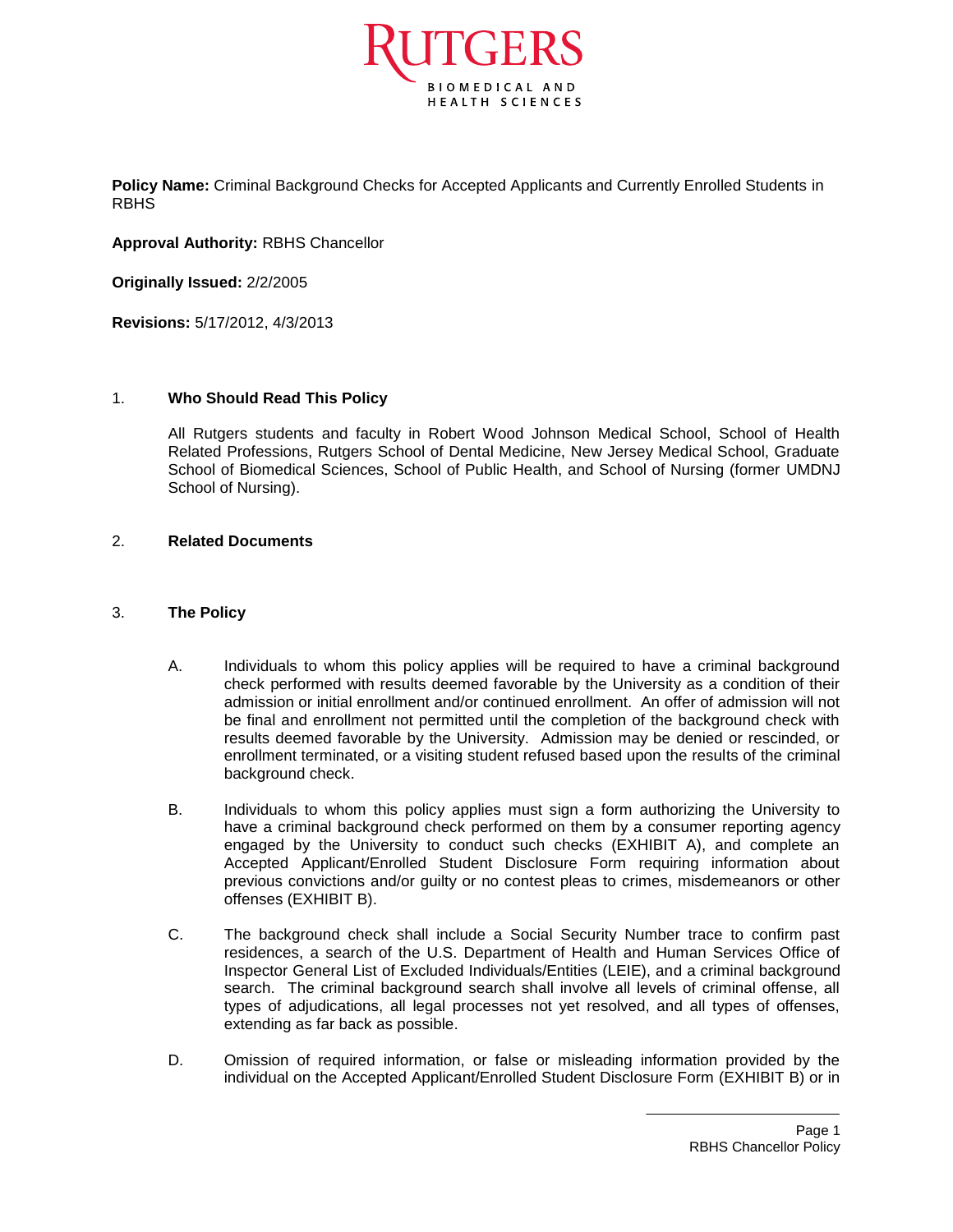RUTGERS
BIOMEDICAL AND HEALTH SCIENCES

**Policy Name:** Criminal Background Checks for Accepted Applicants and Currently Enrolled Students in RBHS

**Approval Authority:** RBHS Chancellor

**Originally Issued:** 2/2/2005

**Revisions:** 5/17/2012, 4/3/2013

## 1. Who Should Read This Policy

All Rutgers students and faculty in Robert Wood Johnson Medical School, School of Health Related Professions, Rutgers School of Dental Medicine, New Jersey Medical School, Graduate School of Biomedical Sciences, School of Public Health, and School of Nursing (former UMDNJ School of Nursing).

## 2. Related Documents

## 3. The Policy

A. Individuals to whom this policy applies will be required to have a criminal background check performed with results deemed favorable by the University as a condition of their admission or initial enrollment and/or continued enrollment. An offer of admission will not be final and enrollment not permitted until the completion of the background check with results deemed favorable by the University. Admission may be denied or rescinded, or enrollment terminated, or a visiting student refused based upon the results of the criminal background check.

B. Individuals to whom this policy applies must sign a form authorizing the University to have a criminal background check performed on them by a consumer reporting agency engaged by the University to conduct such checks (EXHIBIT A), and complete an Accepted Applicant/Enrolled Student Disclosure Form requiring information about previous convictions and/or guilty or no contest pleas to crimes, misdemeanors or other offenses (EXHIBIT B).

C. The background check shall include a Social Security Number trace to confirm past residences, a search of the U.S. Department of Health and Human Services Office of Inspector General List of Excluded Individuals/Entities (LEIE), and a criminal background search. The criminal background search shall involve all levels of criminal offense, all types of adjudications, all legal processes not yet resolved, and all types of offenses, extending as far back as possible.

D. Omission of required information, or false or misleading information provided by the individual on the Accepted Applicant/Enrolled Student Disclosure Form (EXHIBIT B) or in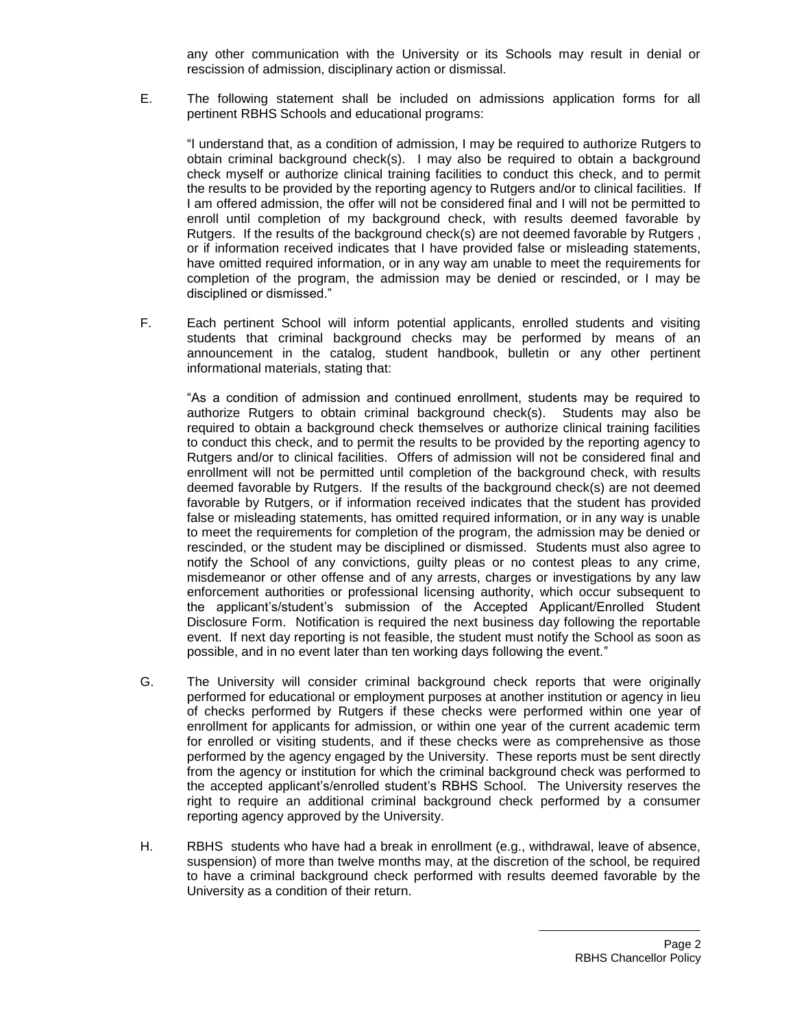any other communication with the University or its Schools may result in denial or rescission of admission, disciplinary action or dismissal.

E. The following statement shall be included on admissions application forms for all pertinent RBHS Schools and educational programs:

> "I understand that, as a condition of admission, I may be required to authorize Rutgers to obtain criminal background check(s). I may also be required to obtain a background check myself or authorize clinical training facilities to conduct this check, and to permit the results to be provided by the reporting agency to Rutgers and/or to clinical facilities. If I am offered admission, the offer will not be considered final and I will not be permitted to enroll until completion of my background check, with results deemed favorable by Rutgers. If the results of the background check(s) are not deemed favorable by Rutgers , or if information received indicates that I have provided false or misleading statements, have omitted required information, or in any way am unable to meet the requirements for completion of the program, the admission may be denied or rescinded, or I may be disciplined or dismissed."

F. Each pertinent School will inform potential applicants, enrolled students and visiting students that criminal background checks may be performed by means of an announcement in the catalog, student handbook, bulletin or any other pertinent informational materials, stating that:

> "As a condition of admission and continued enrollment, students may be required to authorize Rutgers to obtain criminal background check(s). Students may also be required to obtain a background check themselves or authorize clinical training facilities to conduct this check, and to permit the results to be provided by the reporting agency to Rutgers and/or to clinical facilities. Offers of admission will not be considered final and enrollment will not be permitted until completion of the background check, with results deemed favorable by Rutgers. If the results of the background check(s) are not deemed favorable by Rutgers, or if information received indicates that the student has provided false or misleading statements, has omitted required information, or in any way is unable to meet the requirements for completion of the program, the admission may be denied or rescinded, or the student may be disciplined or dismissed. Students must also agree to notify the School of any convictions, guilty pleas or no contest pleas to any crime, misdemeanor or other offense and of any arrests, charges or investigations by any law enforcement authorities or professional licensing authority, which occur subsequent to the applicant's/student's submission of the Accepted Applicant/Enrolled Student Disclosure Form. Notification is required the next business day following the reportable event. If next day reporting is not feasible, the student must notify the School as soon as possible, and in no event later than ten working days following the event."

G. The University will consider criminal background check reports that were originally performed for educational or employment purposes at another institution or agency in lieu of checks performed by Rutgers if these checks were performed within one year of enrollment for applicants for admission, or within one year of the current academic term for enrolled or visiting students, and if these checks were as comprehensive as those performed by the agency engaged by the University. These reports must be sent directly from the agency or institution for which the criminal background check was performed to the accepted applicant's/enrolled student's RBHS School. The University reserves the right to require an additional criminal background check performed by a consumer reporting agency approved by the University.

H. RBHS students who have had a break in enrollment (e.g., withdrawal, leave of absence, suspension) of more than twelve months may, at the discretion of the school, be required to have a criminal background check performed with results deemed favorable by the University as a condition of their return.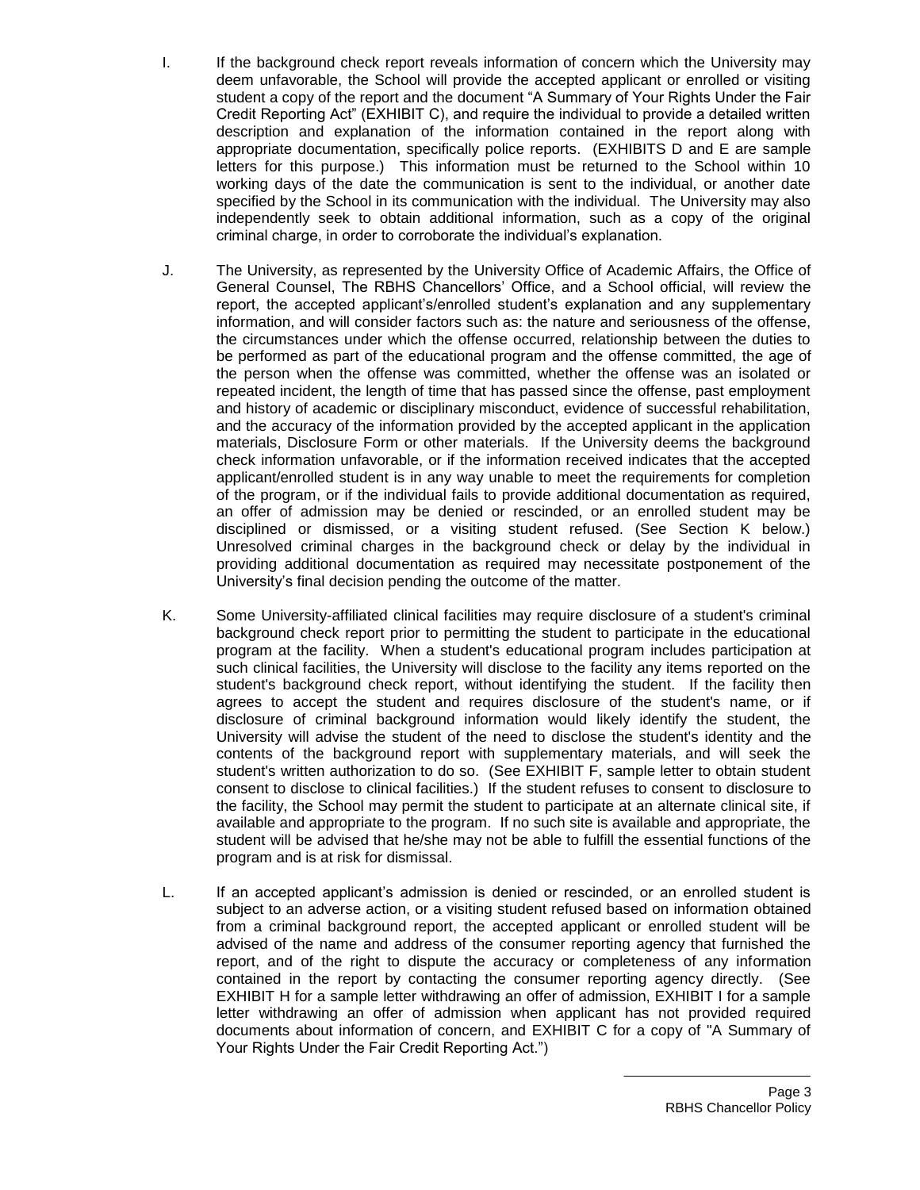I. If the background check report reveals information of concern which the University may deem unfavorable, the School will provide the accepted applicant or enrolled or visiting student a copy of the report and the document "A Summary of Your Rights Under the Fair Credit Reporting Act" (EXHIBIT C), and require the individual to provide a detailed written description and explanation of the information contained in the report along with appropriate documentation, specifically police reports. (EXHIBITS D and E are sample letters for this purpose.) This information must be returned to the School within 10 working days of the date the communication is sent to the individual, or another date specified by the School in its communication with the individual. The University may also independently seek to obtain additional information, such as a copy of the original criminal charge, in order to corroborate the individual's explanation.

J. The University, as represented by the University Office of Academic Affairs, the Office of General Counsel, The RBHS Chancellors' Office, and a School official, will review the report, the accepted applicant's/enrolled student's explanation and any supplementary information, and will consider factors such as: the nature and seriousness of the offense, the circumstances under which the offense occurred, relationship between the duties to be performed as part of the educational program and the offense committed, the age of the person when the offense was committed, whether the offense was an isolated or repeated incident, the length of time that has passed since the offense, past employment and history of academic or disciplinary misconduct, evidence of successful rehabilitation, and the accuracy of the information provided by the accepted applicant in the application materials, Disclosure Form or other materials. If the University deems the background check information unfavorable, or if the information received indicates that the accepted applicant/enrolled student is in any way unable to meet the requirements for completion of the program, or if the individual fails to provide additional documentation as required, an offer of admission may be denied or rescinded, or an enrolled student may be disciplined or dismissed, or a visiting student refused. (See Section K below.) Unresolved criminal charges in the background check or delay by the individual in providing additional documentation as required may necessitate postponement of the University's final decision pending the outcome of the matter.

K. Some University-affiliated clinical facilities may require disclosure of a student's criminal background check report prior to permitting the student to participate in the educational program at the facility. When a student's educational program includes participation at such clinical facilities, the University will disclose to the facility any items reported on the student's background check report, without identifying the student. If the facility then agrees to accept the student and requires disclosure of the student's name, or if disclosure of criminal background information would likely identify the student, the University will advise the student of the need to disclose the student's identity and the contents of the background report with supplementary materials, and will seek the student's written authorization to do so. (See EXHIBIT F, sample letter to obtain student consent to disclose to clinical facilities.) If the student refuses to consent to disclosure to the facility, the School may permit the student to participate at an alternate clinical site, if available and appropriate to the program. If no such site is available and appropriate, the student will be advised that he/she may not be able to fulfill the essential functions of the program and is at risk for dismissal.

L. If an accepted applicant's admission is denied or rescinded, or an enrolled student is subject to an adverse action, or a visiting student refused based on information obtained from a criminal background report, the accepted applicant or enrolled student will be advised of the name and address of the consumer reporting agency that furnished the report, and of the right to dispute the accuracy or completeness of any information contained in the report by contacting the consumer reporting agency directly. (See EXHIBIT H for a sample letter withdrawing an offer of admission, EXHIBIT I for a sample letter withdrawing an offer of admission when applicant has not provided required documents about information of concern, and EXHIBIT C for a copy of "A Summary of Your Rights Under the Fair Credit Reporting Act.")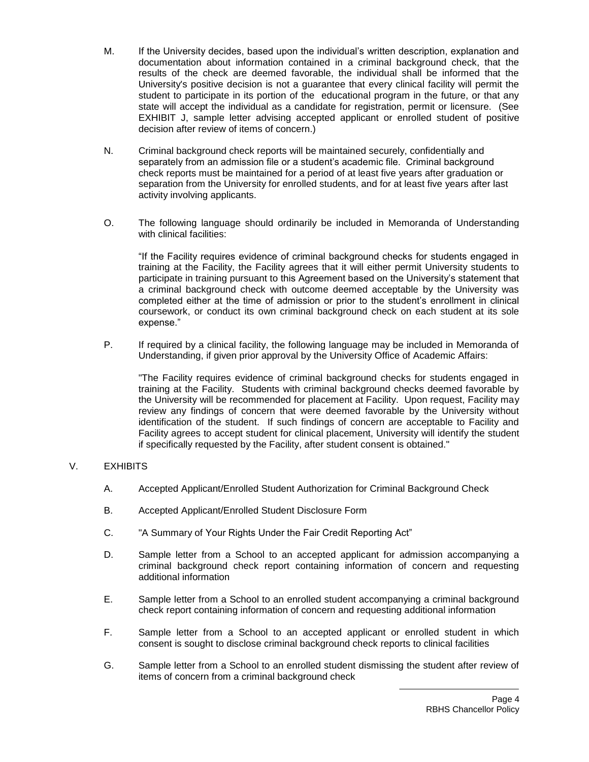M. If the University decides, based upon the individual's written description, explanation and documentation about information contained in a criminal background check, that the results of the check are deemed favorable, the individual shall be informed that the University's positive decision is not a guarantee that every clinical facility will permit the student to participate in its portion of the educational program in the future, or that any state will accept the individual as a candidate for registration, permit or licensure. (See EXHIBIT J, sample letter advising accepted applicant or enrolled student of positive decision after review of items of concern.)

N. Criminal background check reports will be maintained securely, confidentially and separately from an admission file or a student's academic file. Criminal background check reports must be maintained for a period of at least five years after graduation or separation from the University for enrolled students, and for at least five years after last activity involving applicants.

O. The following language should ordinarily be included in Memoranda of Understanding with clinical facilities:

"If the Facility requires evidence of criminal background checks for students engaged in training at the Facility, the Facility agrees that it will either permit University students to participate in training pursuant to this Agreement based on the University's statement that a criminal background check with outcome deemed acceptable by the University was completed either at the time of admission or prior to the student's enrollment in clinical coursework, or conduct its own criminal background check on each student at its sole expense."

P. If required by a clinical facility, the following language may be included in Memoranda of Understanding, if given prior approval by the University Office of Academic Affairs:

"The Facility requires evidence of criminal background checks for students engaged in training at the Facility. Students with criminal background checks deemed favorable by the University will be recommended for placement at Facility. Upon request, Facility may review any findings of concern that were deemed favorable by the University without identification of the student. If such findings of concern are acceptable to Facility and Facility agrees to accept student for clinical placement, University will identify the student if specifically requested by the Facility, after student consent is obtained."

## V. EXHIBITS

A. Accepted Applicant/Enrolled Student Authorization for Criminal Background Check

B. Accepted Applicant/Enrolled Student Disclosure Form

C. "A Summary of Your Rights Under the Fair Credit Reporting Act"

D. Sample letter from a School to an accepted applicant for admission accompanying a criminal background check report containing information of concern and requesting additional information

E. Sample letter from a School to an enrolled student accompanying a criminal background check report containing information of concern and requesting additional information

F. Sample letter from a School to an accepted applicant or enrolled student in which consent is sought to disclose criminal background check reports to clinical facilities

G. Sample letter from a School to an enrolled student dismissing the student after review of items of concern from a criminal background check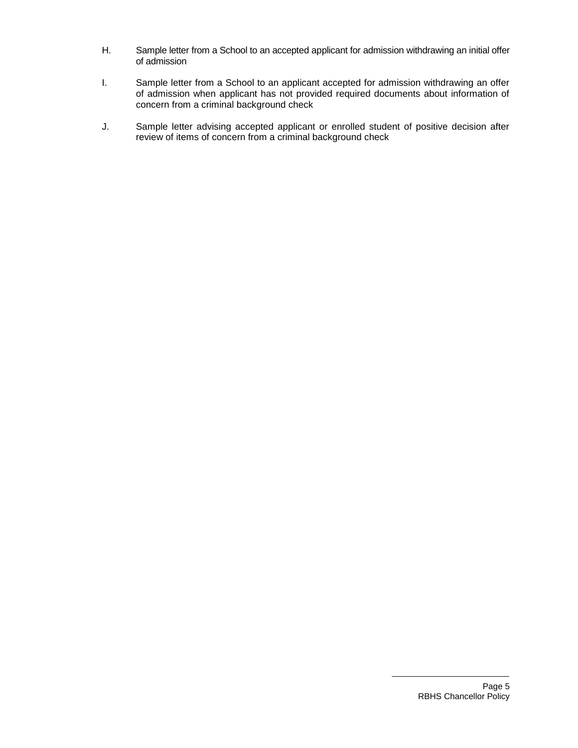H. Sample letter from a School to an accepted applicant for admission withdrawing an initial offer of admission

I. Sample letter from a School to an applicant accepted for admission withdrawing an offer of admission when applicant has not provided required documents about information of concern from a criminal background check

J. Sample letter advising accepted applicant or enrolled student of positive decision after review of items of concern from a criminal background check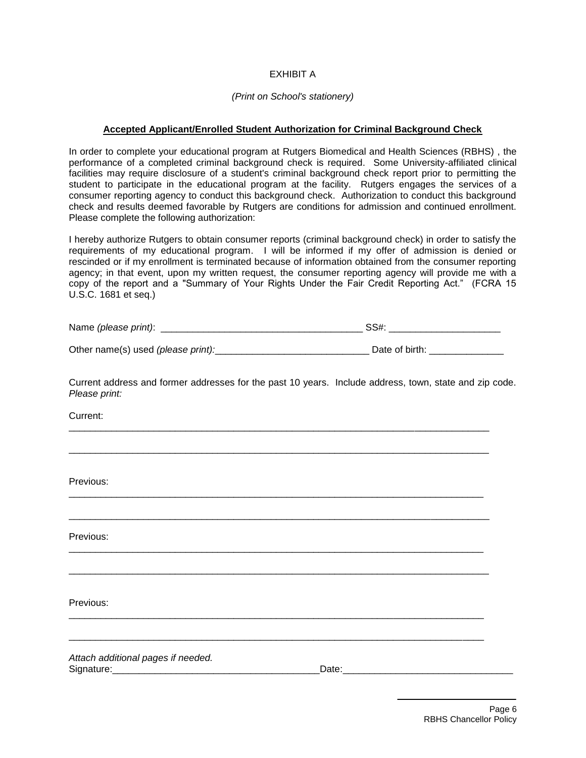EXHIBIT A

*(Print on School's stationery)*

**Accepted Applicant/Enrolled Student Authorization for Criminal Background Check**

In order to complete your educational program at Rutgers Biomedical and Health Sciences (RBHS) , the performance of a completed criminal background check is required. Some University-affiliated clinical facilities may require disclosure of a student's criminal background check report prior to permitting the student to participate in the educational program at the facility. Rutgers engages the services of a consumer reporting agency to conduct this background check. Authorization to conduct this background check and results deemed favorable by Rutgers are conditions for admission and continued enrollment. Please complete the following authorization:

I hereby authorize Rutgers to obtain consumer reports (criminal background check) in order to satisfy the requirements of my educational program. I will be informed if my offer of admission is denied or rescinded or if my enrollment is terminated because of information obtained from the consumer reporting agency; in that event, upon my written request, the consumer reporting agency will provide me with a copy of the report and a "Summary of Your Rights Under the Fair Credit Reporting Act." (FCRA 15 U.S.C. 1681 et seq.)

Name *(please print)*: _______________________________________ SS#: _____________________

Other name(s) used *(please print):*_____________________________ Date of birth: ______________

Current address and former addresses for the past 10 years. Include address, town, state and zip code. *Please print:*

Current:

_________________________________________________________________________________

_________________________________________________________________________________

Previous:

_________________________________________________________________________________

_________________________________________________________________________________

Previous:

_________________________________________________________________________________

_________________________________________________________________________________

Previous:

_________________________________________________________________________________

_________________________________________________________________________________

*Attach additional pages if needed.*

Signature:_______________________________________Date:_______________________________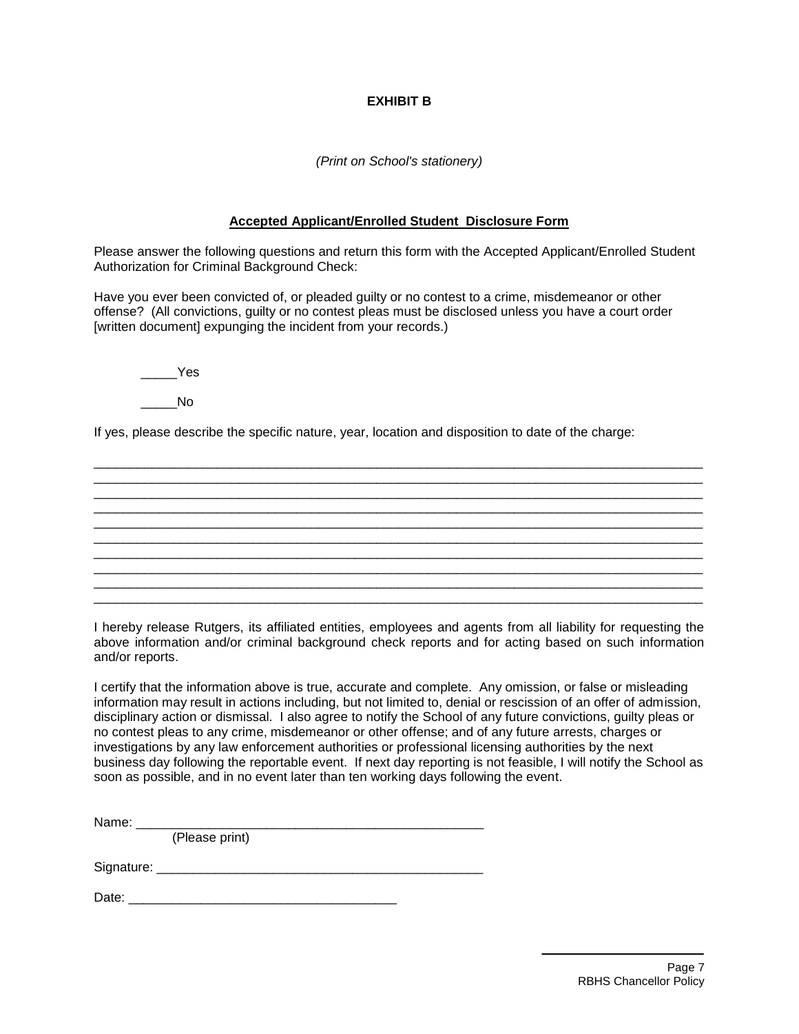**EXHIBIT B**

*(Print on School's stationery)*

**Accepted Applicant/Enrolled Student Disclosure Form**

Please answer the following questions and return this form with the Accepted Applicant/Enrolled Student Authorization for Criminal Background Check:

Have you ever been convicted of, or pleaded guilty or no contest to a crime, misdemeanor or other offense? (All convictions, guilty or no contest pleas must be disclosed unless you have a court order [written document] expunging the incident from your records.)

_____Yes

_____No

If yes, please describe the specific nature, year, location and disposition to date of the charge:

______________________________________________________________________________________
______________________________________________________________________________________
______________________________________________________________________________________
______________________________________________________________________________________
______________________________________________________________________________________
______________________________________________________________________________________
______________________________________________________________________________________
______________________________________________________________________________________
______________________________________________________________________________________
______________________________________________________________________________________

I hereby release Rutgers, its affiliated entities, employees and agents from all liability for requesting the above information and/or criminal background check reports and for acting based on such information and/or reports.

I certify that the information above is true, accurate and complete. Any omission, or false or misleading information may result in actions including, but not limited to, denial or rescission of an offer of admission, disciplinary action or dismissal. I also agree to notify the School of any future convictions, guilty pleas or no contest pleas to any crime, misdemeanor or other offense; and of any future arrests, charges or investigations by any law enforcement authorities or professional licensing authorities by the next business day following the reportable event. If next day reporting is not feasible, I will notify the School as soon as possible, and in no event later than ten working days following the event.

Name: ________________________________________________
(Please print)

Signature: _____________________________________________

Date: _____________________________________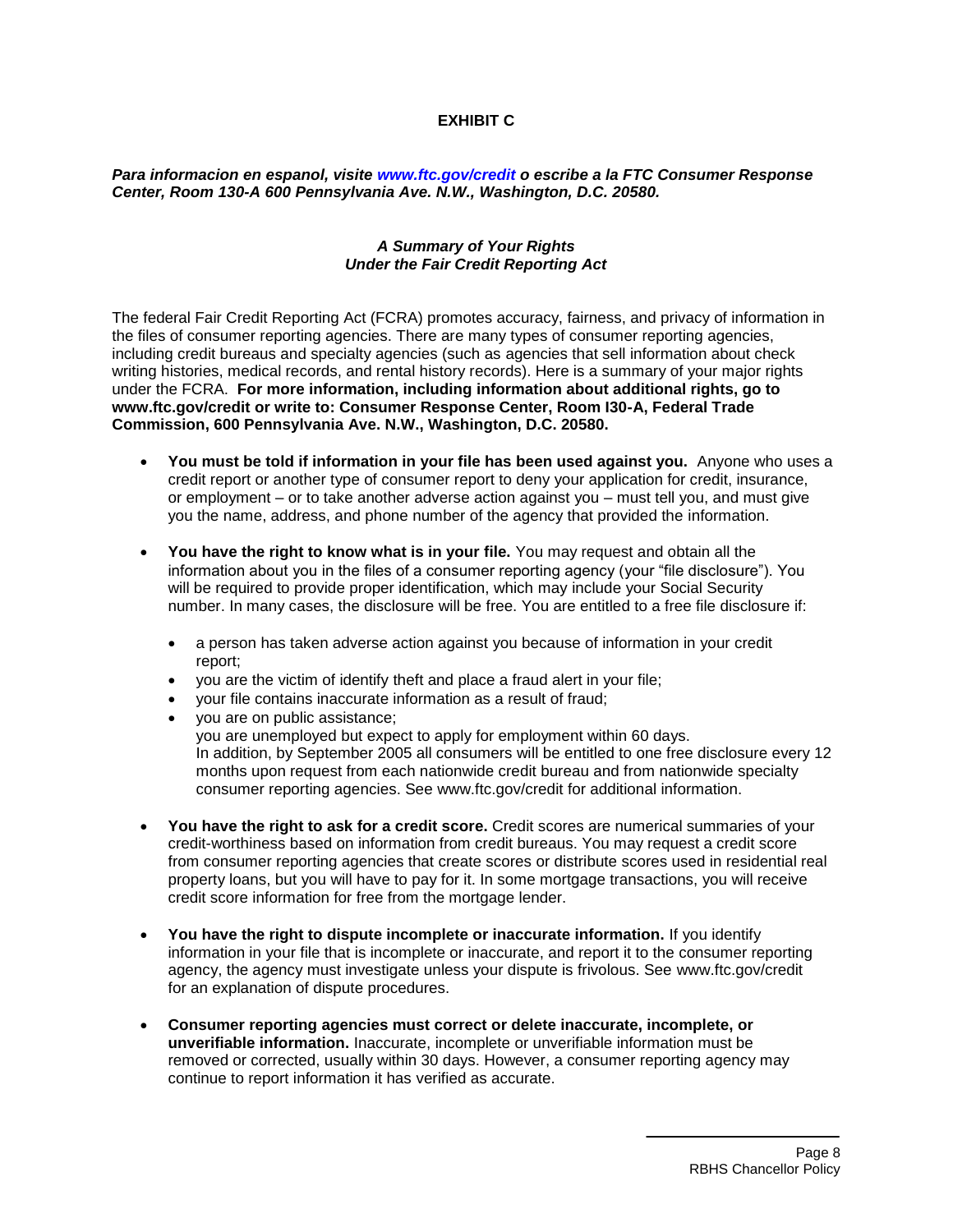## EXHIBIT C

***Para informacion en espanol, visite www.ftc.gov/credit o escribe a la FTC Consumer Response Center, Room 130-A 600 Pennsylvania Ave. N.W., Washington, D.C. 20580.***

### *A Summary of Your Rights Under the Fair Credit Reporting Act*

The federal Fair Credit Reporting Act (FCRA) promotes accuracy, fairness, and privacy of information in the files of consumer reporting agencies. There are many types of consumer reporting agencies, including credit bureaus and specialty agencies (such as agencies that sell information about check writing histories, medical records, and rental history records). Here is a summary of your major rights under the FCRA. **For more information, including information about additional rights, go to www.ftc.gov/credit or write to: Consumer Response Center, Room I30-A, Federal Trade Commission, 600 Pennsylvania Ave. N.W., Washington, D.C. 20580.**

- **You must be told if information in your file has been used against you.** Anyone who uses a credit report or another type of consumer report to deny your application for credit, insurance, or employment – or to take another adverse action against you – must tell you, and must give you the name, address, and phone number of the agency that provided the information.

- **You have the right to know what is in your file.** You may request and obtain all the information about you in the files of a consumer reporting agency (your "file disclosure"). You will be required to provide proper identification, which may include your Social Security number. In many cases, the disclosure will be free. You are entitled to a free file disclosure if:

  - a person has taken adverse action against you because of information in your credit report;
  - you are the victim of identify theft and place a fraud alert in your file;
  - your file contains inaccurate information as a result of fraud;
  - you are on public assistance;
    you are unemployed but expect to apply for employment within 60 days.
    In addition, by September 2005 all consumers will be entitled to one free disclosure every 12 months upon request from each nationwide credit bureau and from nationwide specialty consumer reporting agencies. See www.ftc.gov/credit for additional information.

- **You have the right to ask for a credit score.** Credit scores are numerical summaries of your credit-worthiness based on information from credit bureaus. You may request a credit score from consumer reporting agencies that create scores or distribute scores used in residential real property loans, but you will have to pay for it. In some mortgage transactions, you will receive credit score information for free from the mortgage lender.

- **You have the right to dispute incomplete or inaccurate information.** If you identify information in your file that is incomplete or inaccurate, and report it to the consumer reporting agency, the agency must investigate unless your dispute is frivolous. See www.ftc.gov/credit for an explanation of dispute procedures.

- **Consumer reporting agencies must correct or delete inaccurate, incomplete, or unverifiable information.** Inaccurate, incomplete or unverifiable information must be removed or corrected, usually within 30 days. However, a consumer reporting agency may continue to report information it has verified as accurate.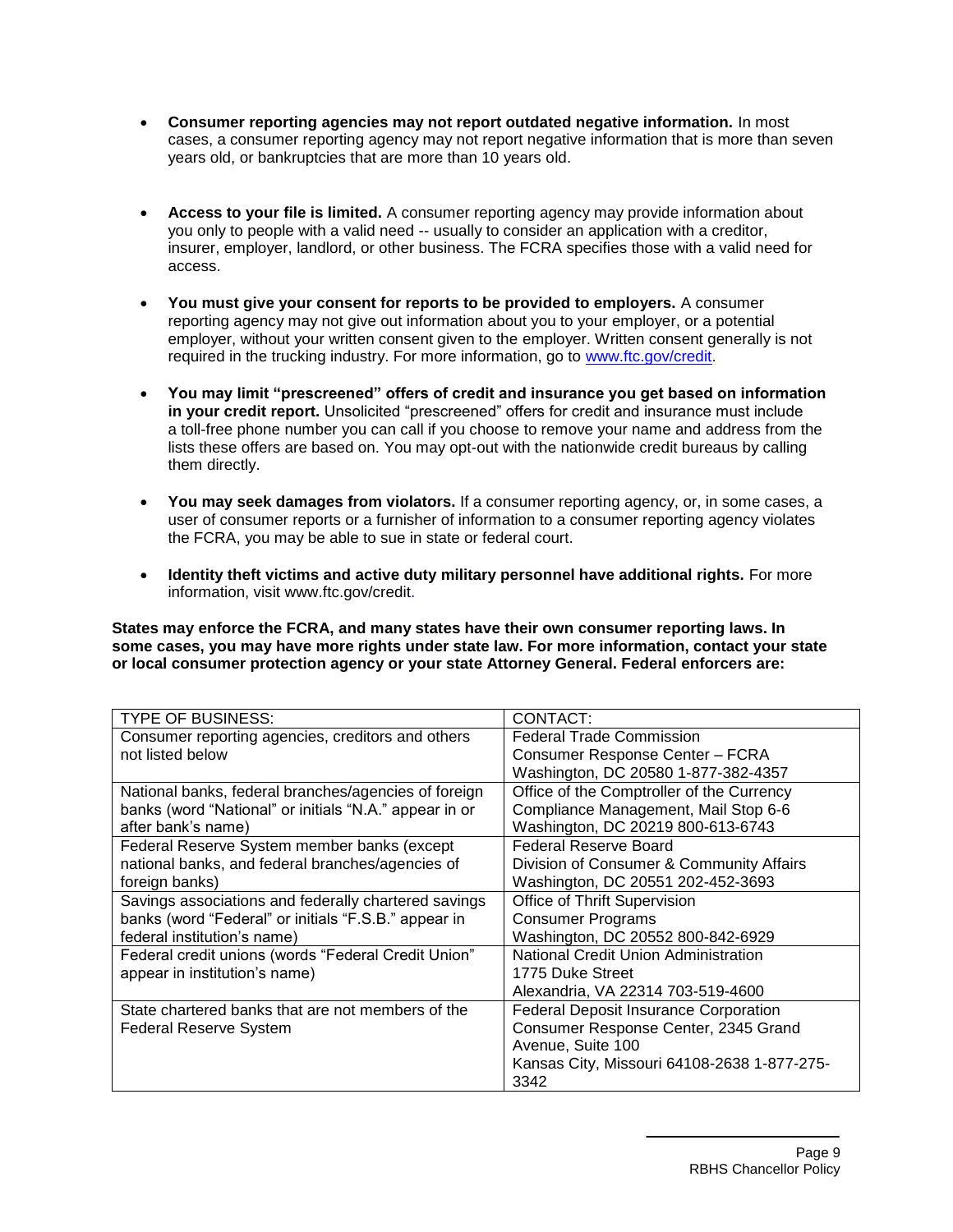- **Consumer reporting agencies may not report outdated negative information.** In most cases, a consumer reporting agency may not report negative information that is more than seven years old, or bankruptcies that are more than 10 years old.

- **Access to your file is limited.** A consumer reporting agency may provide information about you only to people with a valid need -- usually to consider an application with a creditor, insurer, employer, landlord, or other business. The FCRA specifies those with a valid need for access.

- **You must give your consent for reports to be provided to employers.** A consumer reporting agency may not give out information about you to your employer, or a potential employer, without your written consent given to the employer. Written consent generally is not required in the trucking industry. For more information, go to www.ftc.gov/credit.

- **You may limit "prescreened" offers of credit and insurance you get based on information in your credit report.** Unsolicited "prescreened" offers for credit and insurance must include a toll-free phone number you can call if you choose to remove your name and address from the lists these offers are based on. You may opt-out with the nationwide credit bureaus by calling them directly.

- **You may seek damages from violators.** If a consumer reporting agency, or, in some cases, a user of consumer reports or a furnisher of information to a consumer reporting agency violates the FCRA, you may be able to sue in state or federal court.

- **Identity theft victims and active duty military personnel have additional rights.** For more information, visit www.ftc.gov/credit.

**States may enforce the FCRA, and many states have their own consumer reporting laws. In some cases, you may have more rights under state law. For more information, contact your state or local consumer protection agency or your state Attorney General. Federal enforcers are:**

| TYPE OF BUSINESS: | CONTACT: |
|---|---|
| Consumer reporting agencies, creditors and others not listed below | Federal Trade Commission<br>Consumer Response Center – FCRA<br>Washington, DC 20580 1-877-382-4357 |
| National banks, federal branches/agencies of foreign banks (word "National" or initials "N.A." appear in or after bank's name) | Office of the Comptroller of the Currency<br>Compliance Management, Mail Stop 6-6<br>Washington, DC 20219 800-613-6743 |
| Federal Reserve System member banks (except national banks, and federal branches/agencies of foreign banks) | Federal Reserve Board<br>Division of Consumer & Community Affairs<br>Washington, DC 20551 202-452-3693 |
| Savings associations and federally chartered savings banks (word "Federal" or initials "F.S.B." appear in federal institution's name) | Office of Thrift Supervision<br>Consumer Programs<br>Washington, DC 20552 800-842-6929 |
| Federal credit unions (words "Federal Credit Union" appear in institution's name) | National Credit Union Administration<br>1775 Duke Street<br>Alexandria, VA 22314 703-519-4600 |
| State chartered banks that are not members of the Federal Reserve System | Federal Deposit Insurance Corporation<br>Consumer Response Center, 2345 Grand Avenue, Suite 100<br>Kansas City, Missouri 64108-2638 1-877-275-3342 |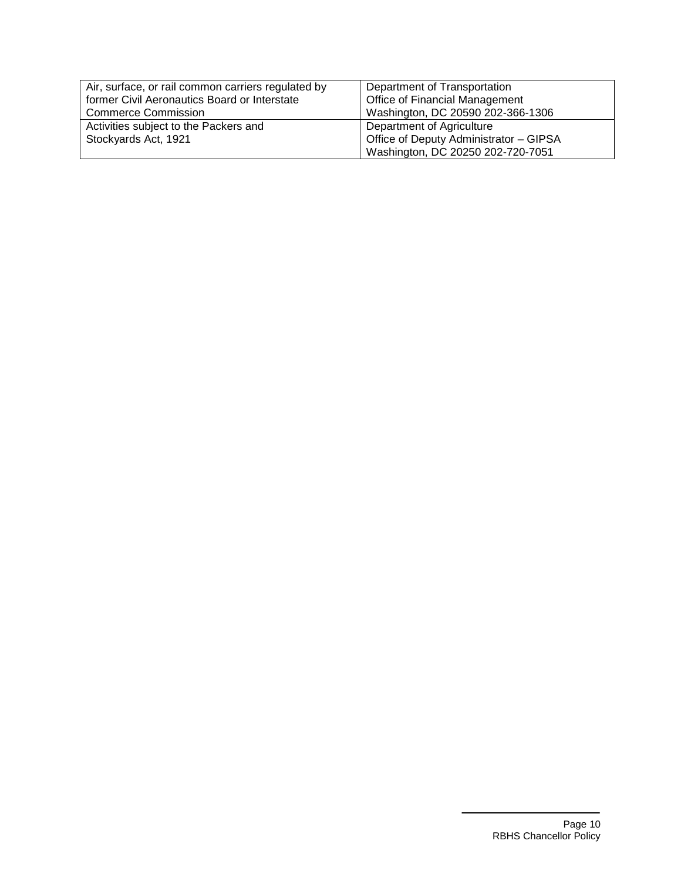| | |
|---|---|
| Air, surface, or rail common carriers regulated by former Civil Aeronautics Board or Interstate Commerce Commission | Department of Transportation<br>Office of Financial Management<br>Washington, DC 20590 202-366-1306 |
| Activities subject to the Packers and Stockyards Act, 1921 | Department of Agriculture<br>Office of Deputy Administrator – GIPSA<br>Washington, DC 20250 202-720-7051 |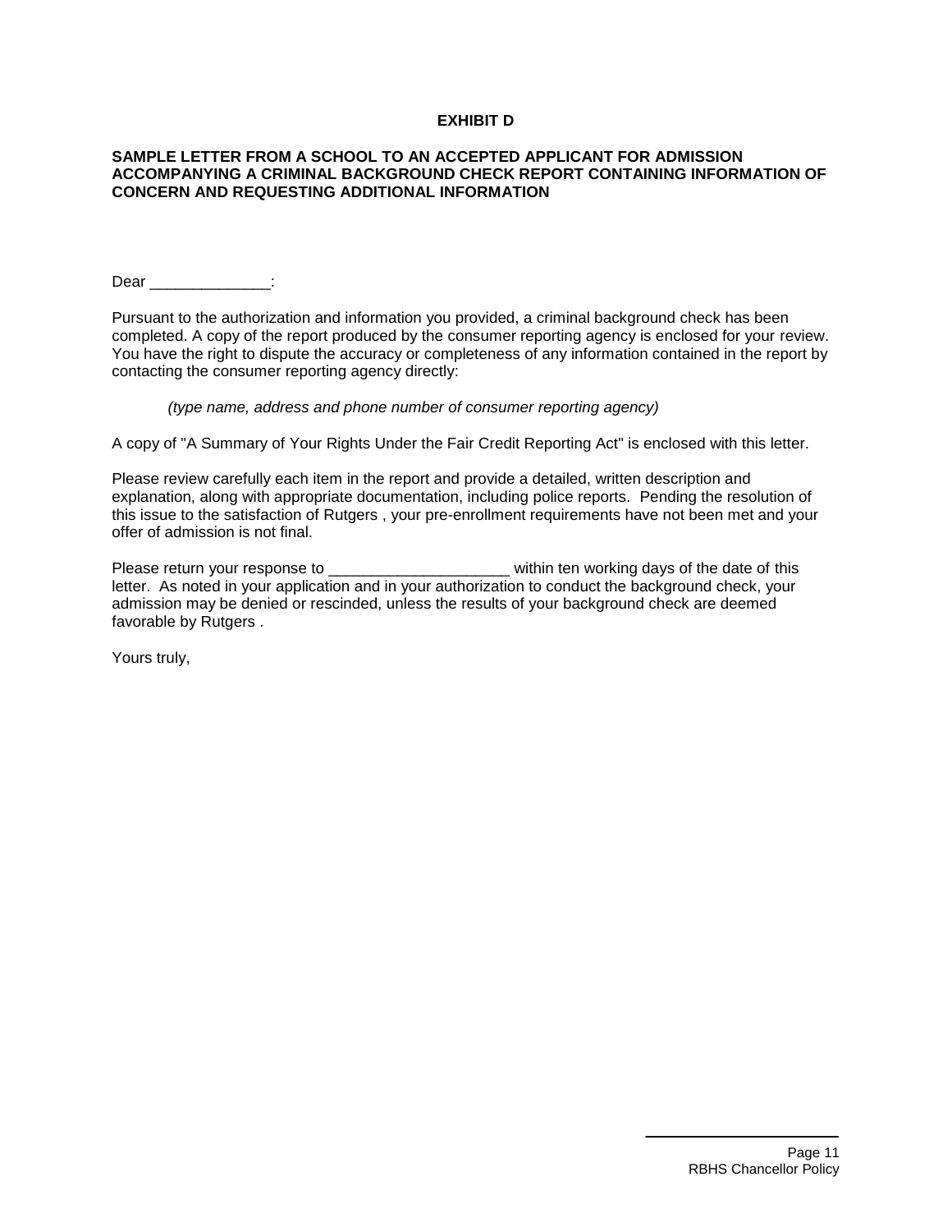**EXHIBIT D**

**SAMPLE LETTER FROM A SCHOOL TO AN ACCEPTED APPLICANT FOR ADMISSION ACCOMPANYING A CRIMINAL BACKGROUND CHECK REPORT CONTAINING INFORMATION OF CONCERN AND REQUESTING ADDITIONAL INFORMATION**

Dear ______________:

Pursuant to the authorization and information you provided, a criminal background check has been completed. A copy of the report produced by the consumer reporting agency is enclosed for your review. You have the right to dispute the accuracy or completeness of any information contained in the report by contacting the consumer reporting agency directly:

*(type name, address and phone number of consumer reporting agency)*

A copy of "A Summary of Your Rights Under the Fair Credit Reporting Act" is enclosed with this letter.

Please review carefully each item in the report and provide a detailed, written description and explanation, along with appropriate documentation, including police reports. Pending the resolution of this issue to the satisfaction of Rutgers , your pre-enrollment requirements have not been met and your offer of admission is not final.

Please return your response to _____________________ within ten working days of the date of this letter. As noted in your application and in your authorization to conduct the background check, your admission may be denied or rescinded, unless the results of your background check are deemed favorable by Rutgers .

Yours truly,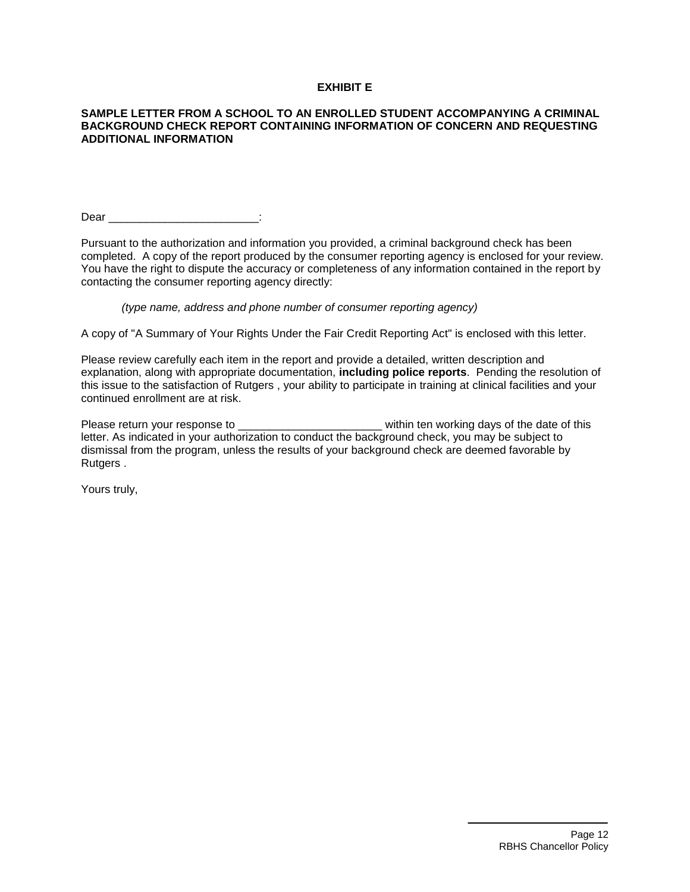**EXHIBIT E**

**SAMPLE LETTER FROM A SCHOOL TO AN ENROLLED STUDENT ACCOMPANYING A CRIMINAL BACKGROUND CHECK REPORT CONTAINING INFORMATION OF CONCERN AND REQUESTING ADDITIONAL INFORMATION**

Dear ________________________:

Pursuant to the authorization and information you provided, a criminal background check has been completed. A copy of the report produced by the consumer reporting agency is enclosed for your review. You have the right to dispute the accuracy or completeness of any information contained in the report by contacting the consumer reporting agency directly:

*(type name, address and phone number of consumer reporting agency)*

A copy of "A Summary of Your Rights Under the Fair Credit Reporting Act" is enclosed with this letter.

Please review carefully each item in the report and provide a detailed, written description and explanation, along with appropriate documentation, **including police reports**. Pending the resolution of this issue to the satisfaction of Rutgers , your ability to participate in training at clinical facilities and your continued enrollment are at risk.

Please return your response to _______________________ within ten working days of the date of this letter. As indicated in your authorization to conduct the background check, you may be subject to dismissal from the program, unless the results of your background check are deemed favorable by Rutgers .

Yours truly,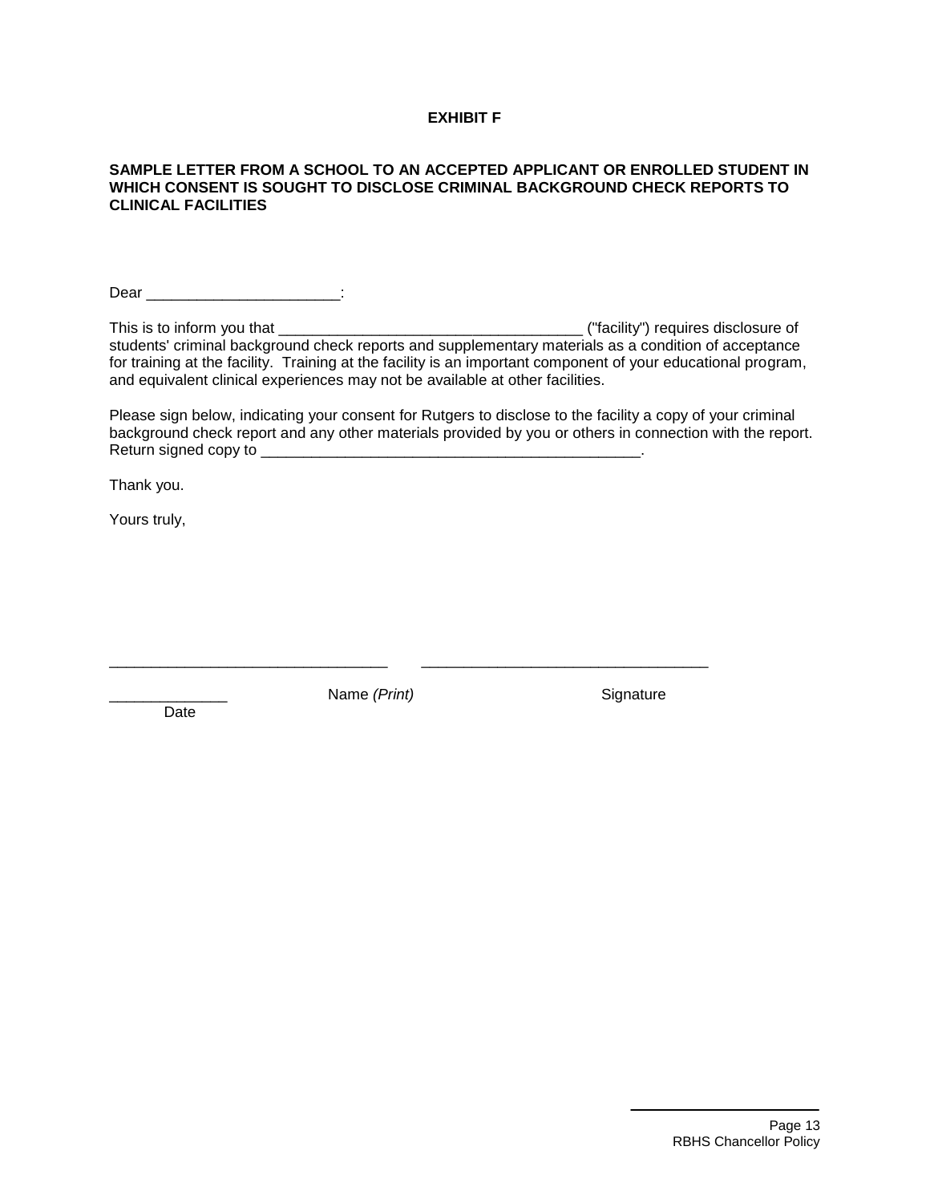## EXHIBIT F

### SAMPLE LETTER FROM A SCHOOL TO AN ACCEPTED APPLICANT OR ENROLLED STUDENT IN WHICH CONSENT IS SOUGHT TO DISCLOSE CRIMINAL BACKGROUND CHECK REPORTS TO CLINICAL FACILITIES

Dear _______________________:

This is to inform you that ____________________________________ ("facility") requires disclosure of students' criminal background check reports and supplementary materials as a condition of acceptance for training at the facility. Training at the facility is an important component of your educational program, and equivalent clinical experiences may not be available at other facilities.

Please sign below, indicating your consent for Rutgers to disclose to the facility a copy of your criminal background check report and any other materials provided by you or others in connection with the report. Return signed copy to ______________________________________________.

Thank you.

Yours truly,

_________________________________ _________________________________

______________ Name *(Print)* Signature

Date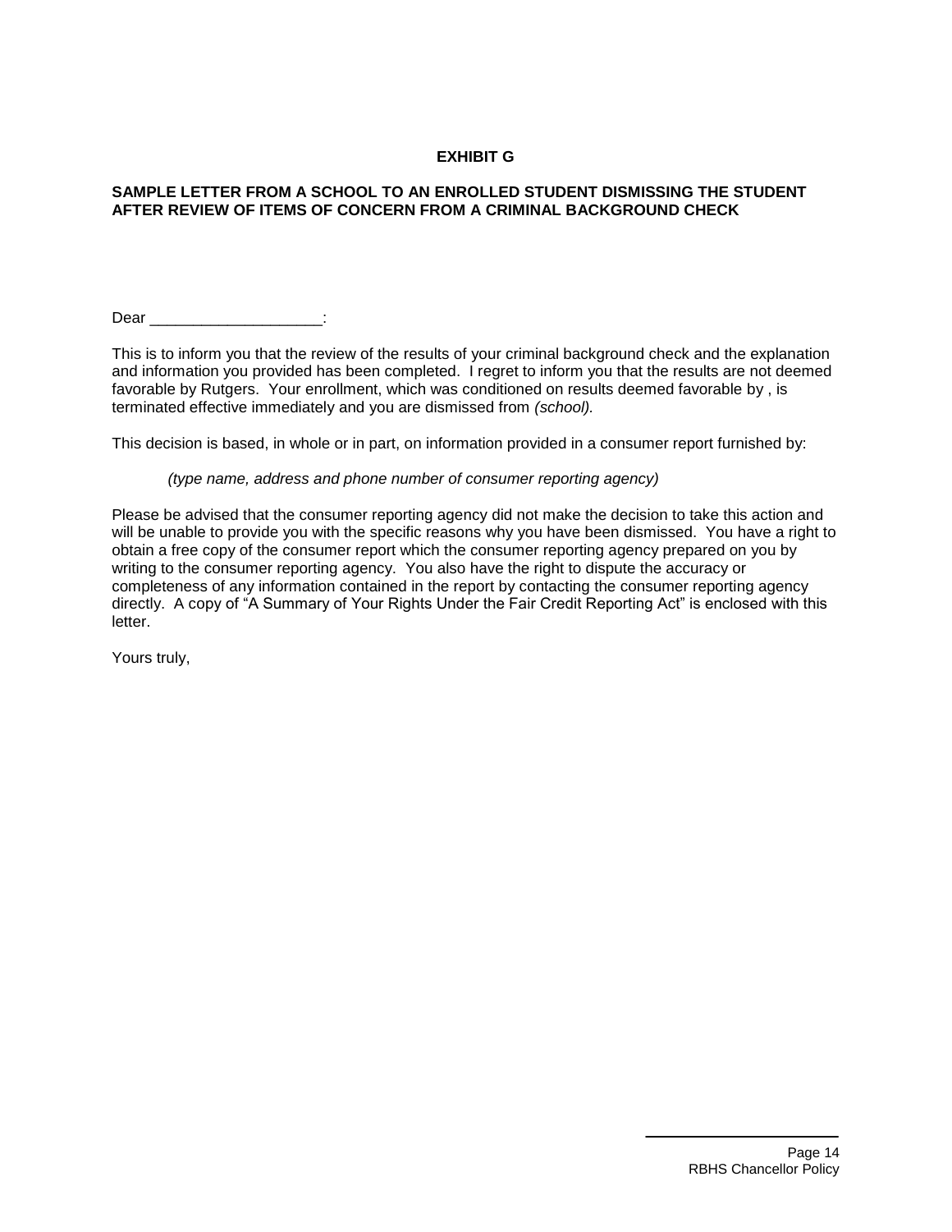## EXHIBIT G

### SAMPLE LETTER FROM A SCHOOL TO AN ENROLLED STUDENT DISMISSING THE STUDENT AFTER REVIEW OF ITEMS OF CONCERN FROM A CRIMINAL BACKGROUND CHECK

Dear ____________________:

This is to inform you that the review of the results of your criminal background check and the explanation and information you provided has been completed. I regret to inform you that the results are not deemed favorable by Rutgers. Your enrollment, which was conditioned on results deemed favorable by , is terminated effective immediately and you are dismissed from *(school).*

This decision is based, in whole or in part, on information provided in a consumer report furnished by:

*(type name, address and phone number of consumer reporting agency)*

Please be advised that the consumer reporting agency did not make the decision to take this action and will be unable to provide you with the specific reasons why you have been dismissed. You have a right to obtain a free copy of the consumer report which the consumer reporting agency prepared on you by writing to the consumer reporting agency. You also have the right to dispute the accuracy or completeness of any information contained in the report by contacting the consumer reporting agency directly. A copy of "A Summary of Your Rights Under the Fair Credit Reporting Act" is enclosed with this letter.

Yours truly,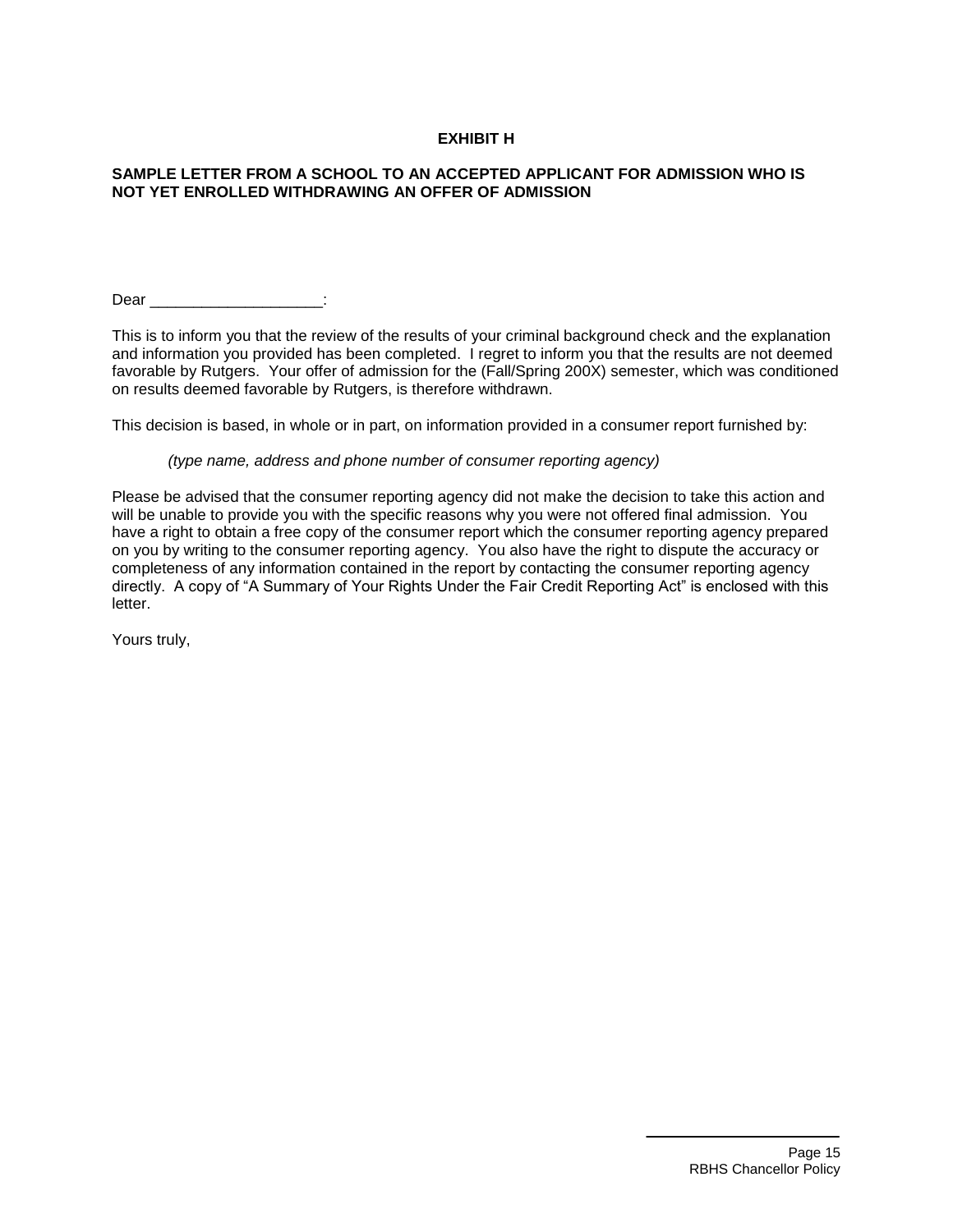## EXHIBIT H

### SAMPLE LETTER FROM A SCHOOL TO AN ACCEPTED APPLICANT FOR ADMISSION WHO IS NOT YET ENROLLED WITHDRAWING AN OFFER OF ADMISSION

Dear ____________________:

This is to inform you that the review of the results of your criminal background check and the explanation and information you provided has been completed. I regret to inform you that the results are not deemed favorable by Rutgers. Your offer of admission for the (Fall/Spring 200X) semester, which was conditioned on results deemed favorable by Rutgers, is therefore withdrawn.

This decision is based, in whole or in part, on information provided in a consumer report furnished by:

*(type name, address and phone number of consumer reporting agency)*

Please be advised that the consumer reporting agency did not make the decision to take this action and will be unable to provide you with the specific reasons why you were not offered final admission. You have a right to obtain a free copy of the consumer report which the consumer reporting agency prepared on you by writing to the consumer reporting agency. You also have the right to dispute the accuracy or completeness of any information contained in the report by contacting the consumer reporting agency directly. A copy of "A Summary of Your Rights Under the Fair Credit Reporting Act" is enclosed with this letter.

Yours truly,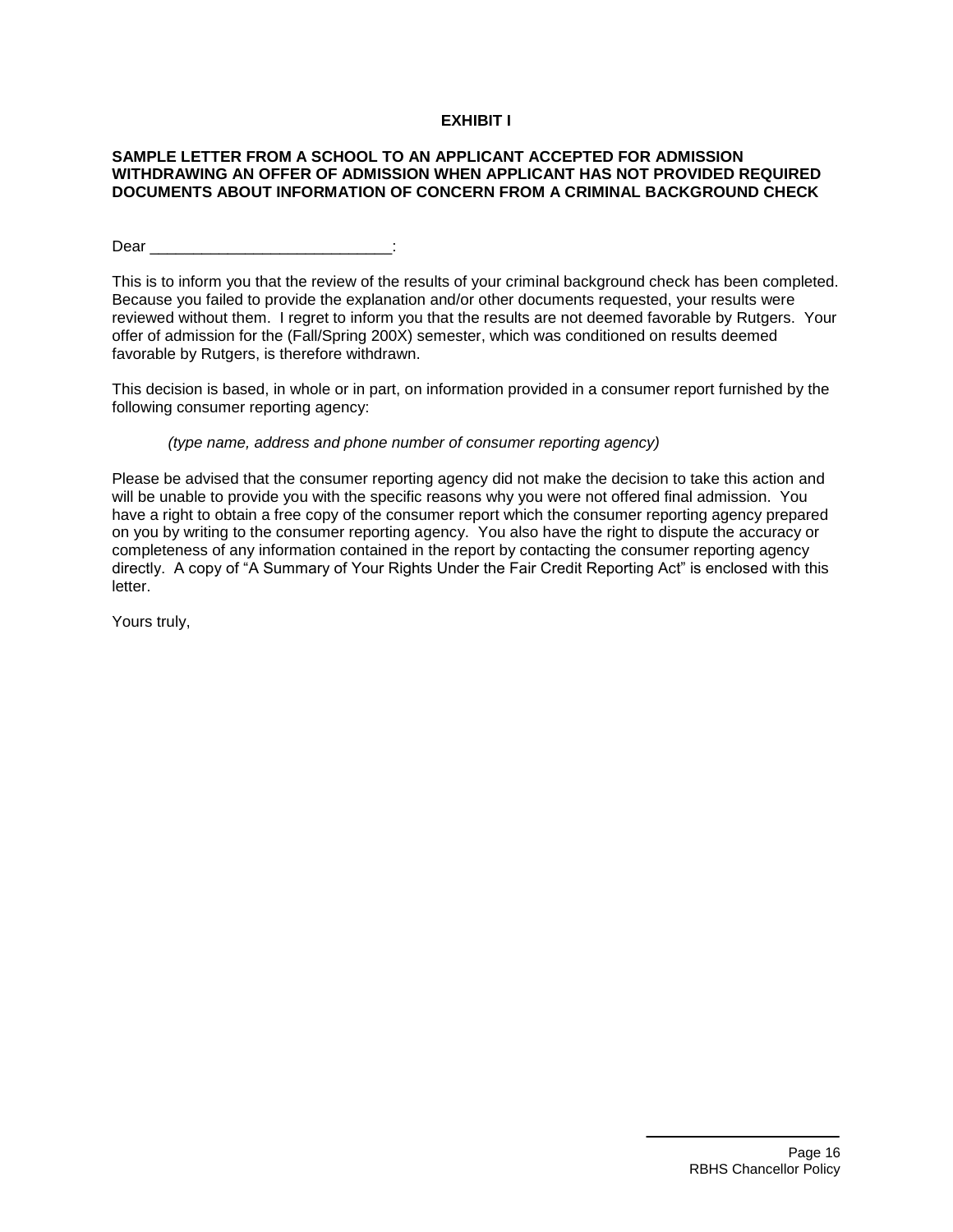**EXHIBIT I**

**SAMPLE LETTER FROM A SCHOOL TO AN APPLICANT ACCEPTED FOR ADMISSION WITHDRAWING AN OFFER OF ADMISSION WHEN APPLICANT HAS NOT PROVIDED REQUIRED DOCUMENTS ABOUT INFORMATION OF CONCERN FROM A CRIMINAL BACKGROUND CHECK**

Dear ___________________________:

This is to inform you that the review of the results of your criminal background check has been completed. Because you failed to provide the explanation and/or other documents requested, your results were reviewed without them. I regret to inform you that the results are not deemed favorable by Rutgers. Your offer of admission for the (Fall/Spring 200X) semester, which was conditioned on results deemed favorable by Rutgers, is therefore withdrawn.

This decision is based, in whole or in part, on information provided in a consumer report furnished by the following consumer reporting agency:

*(type name, address and phone number of consumer reporting agency)*

Please be advised that the consumer reporting agency did not make the decision to take this action and will be unable to provide you with the specific reasons why you were not offered final admission. You have a right to obtain a free copy of the consumer report which the consumer reporting agency prepared on you by writing to the consumer reporting agency. You also have the right to dispute the accuracy or completeness of any information contained in the report by contacting the consumer reporting agency directly. A copy of "A Summary of Your Rights Under the Fair Credit Reporting Act" is enclosed with this letter.

Yours truly,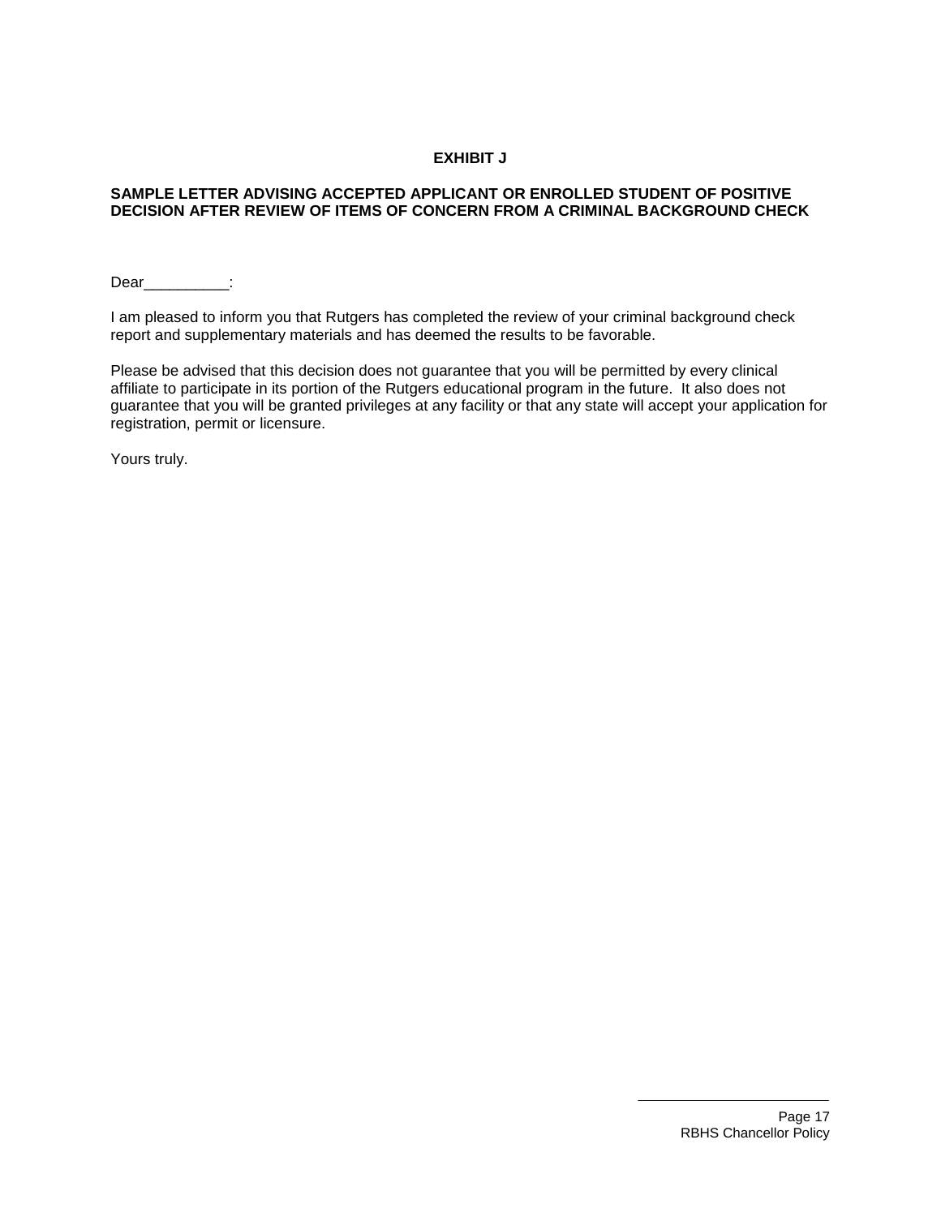**EXHIBIT J**

**SAMPLE LETTER ADVISING ACCEPTED APPLICANT OR ENROLLED STUDENT OF POSITIVE DECISION AFTER REVIEW OF ITEMS OF CONCERN FROM A CRIMINAL BACKGROUND CHECK**

Dear__________:

I am pleased to inform you that Rutgers has completed the review of your criminal background check report and supplementary materials and has deemed the results to be favorable.

Please be advised that this decision does not guarantee that you will be permitted by every clinical affiliate to participate in its portion of the Rutgers educational program in the future. It also does not guarantee that you will be granted privileges at any facility or that any state will accept your application for registration, permit or licensure.

Yours truly.